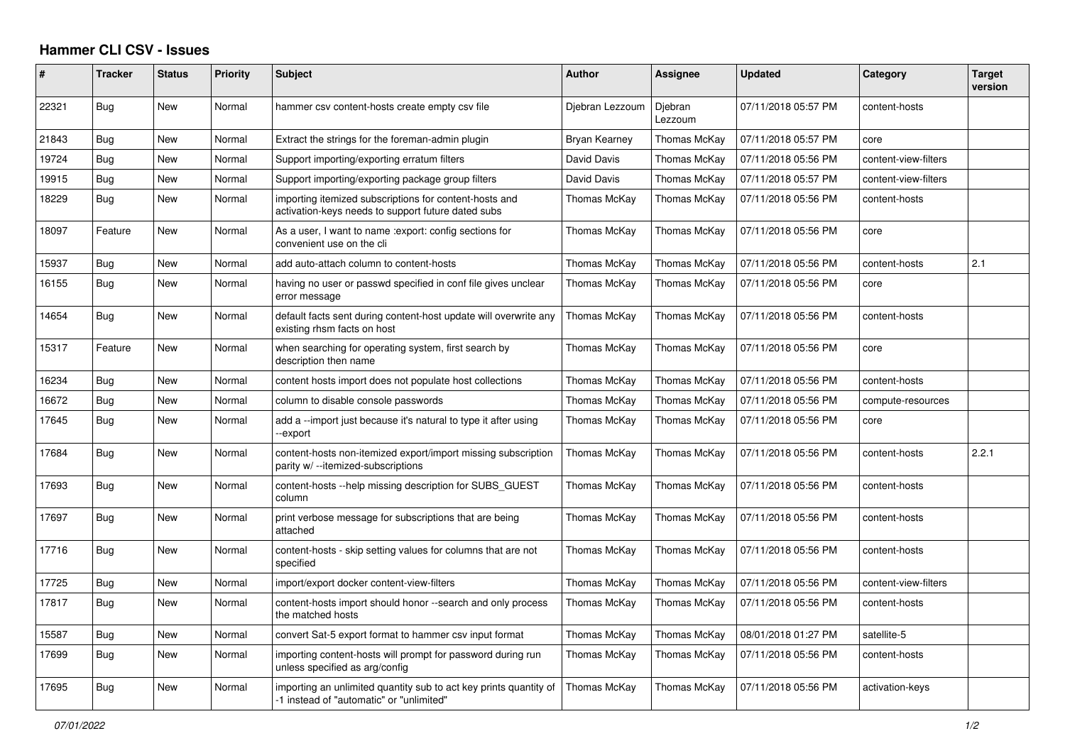# Hammer CLI CSV - Issues

| # | Tracker | Status | Priority | Subject | Author | Assignee | Updated | Category | Target version |
|---|---|---|---|---|---|---|---|---|---|
| 22321 | Bug | New | Normal | hammer csv content-hosts create empty csv file | Djebran Lezzoum | Djebran Lezzoum | 07/11/2018 05:57 PM | content-hosts | |
| 21843 | Bug | New | Normal | Extract the strings for the foreman-admin plugin | Bryan Kearney | Thomas McKay | 07/11/2018 05:57 PM | core | |
| 19724 | Bug | New | Normal | Support importing/exporting erratum filters | David Davis | Thomas McKay | 07/11/2018 05:56 PM | content-view-filters | |
| 19915 | Bug | New | Normal | Support importing/exporting package group filters | David Davis | Thomas McKay | 07/11/2018 05:57 PM | content-view-filters | |
| 18229 | Bug | New | Normal | importing itemized subscriptions for content-hosts and activation-keys needs to support future dated subs | Thomas McKay | Thomas McKay | 07/11/2018 05:56 PM | content-hosts | |
| 18097 | Feature | New | Normal | As a user, I want to name :export: config sections for convenient use on the cli | Thomas McKay | Thomas McKay | 07/11/2018 05:56 PM | core | |
| 15937 | Bug | New | Normal | add auto-attach column to content-hosts | Thomas McKay | Thomas McKay | 07/11/2018 05:56 PM | content-hosts | 2.1 |
| 16155 | Bug | New | Normal | having no user or passwd specified in conf file gives unclear error message | Thomas McKay | Thomas McKay | 07/11/2018 05:56 PM | core | |
| 14654 | Bug | New | Normal | default facts sent during content-host update will overwrite any existing rhsm facts on host | Thomas McKay | Thomas McKay | 07/11/2018 05:56 PM | content-hosts | |
| 15317 | Feature | New | Normal | when searching for operating system, first search by description then name | Thomas McKay | Thomas McKay | 07/11/2018 05:56 PM | core | |
| 16234 | Bug | New | Normal | content hosts import does not populate host collections | Thomas McKay | Thomas McKay | 07/11/2018 05:56 PM | content-hosts | |
| 16672 | Bug | New | Normal | column to disable console passwords | Thomas McKay | Thomas McKay | 07/11/2018 05:56 PM | compute-resources | |
| 17645 | Bug | New | Normal | add a --import just because it's natural to type it after using --export | Thomas McKay | Thomas McKay | 07/11/2018 05:56 PM | core | |
| 17684 | Bug | New | Normal | content-hosts non-itemized export/import missing subscription parity w/ --itemized-subscriptions | Thomas McKay | Thomas McKay | 07/11/2018 05:56 PM | content-hosts | 2.2.1 |
| 17693 | Bug | New | Normal | content-hosts --help missing description for SUBS_GUEST column | Thomas McKay | Thomas McKay | 07/11/2018 05:56 PM | content-hosts | |
| 17697 | Bug | New | Normal | print verbose message for subscriptions that are being attached | Thomas McKay | Thomas McKay | 07/11/2018 05:56 PM | content-hosts | |
| 17716 | Bug | New | Normal | content-hosts - skip setting values for columns that are not specified | Thomas McKay | Thomas McKay | 07/11/2018 05:56 PM | content-hosts | |
| 17725 | Bug | New | Normal | import/export docker content-view-filters | Thomas McKay | Thomas McKay | 07/11/2018 05:56 PM | content-view-filters | |
| 17817 | Bug | New | Normal | content-hosts import should honor --search and only process the matched hosts | Thomas McKay | Thomas McKay | 07/11/2018 05:56 PM | content-hosts | |
| 15587 | Bug | New | Normal | convert Sat-5 export format to hammer csv input format | Thomas McKay | Thomas McKay | 08/01/2018 01:27 PM | satellite-5 | |
| 17699 | Bug | New | Normal | importing content-hosts will prompt for password during run unless specified as arg/config | Thomas McKay | Thomas McKay | 07/11/2018 05:56 PM | content-hosts | |
| 17695 | Bug | New | Normal | importing an unlimited quantity sub to act key prints quantity of -1 instead of "automatic" or "unlimited" | Thomas McKay | Thomas McKay | 07/11/2018 05:56 PM | activation-keys | |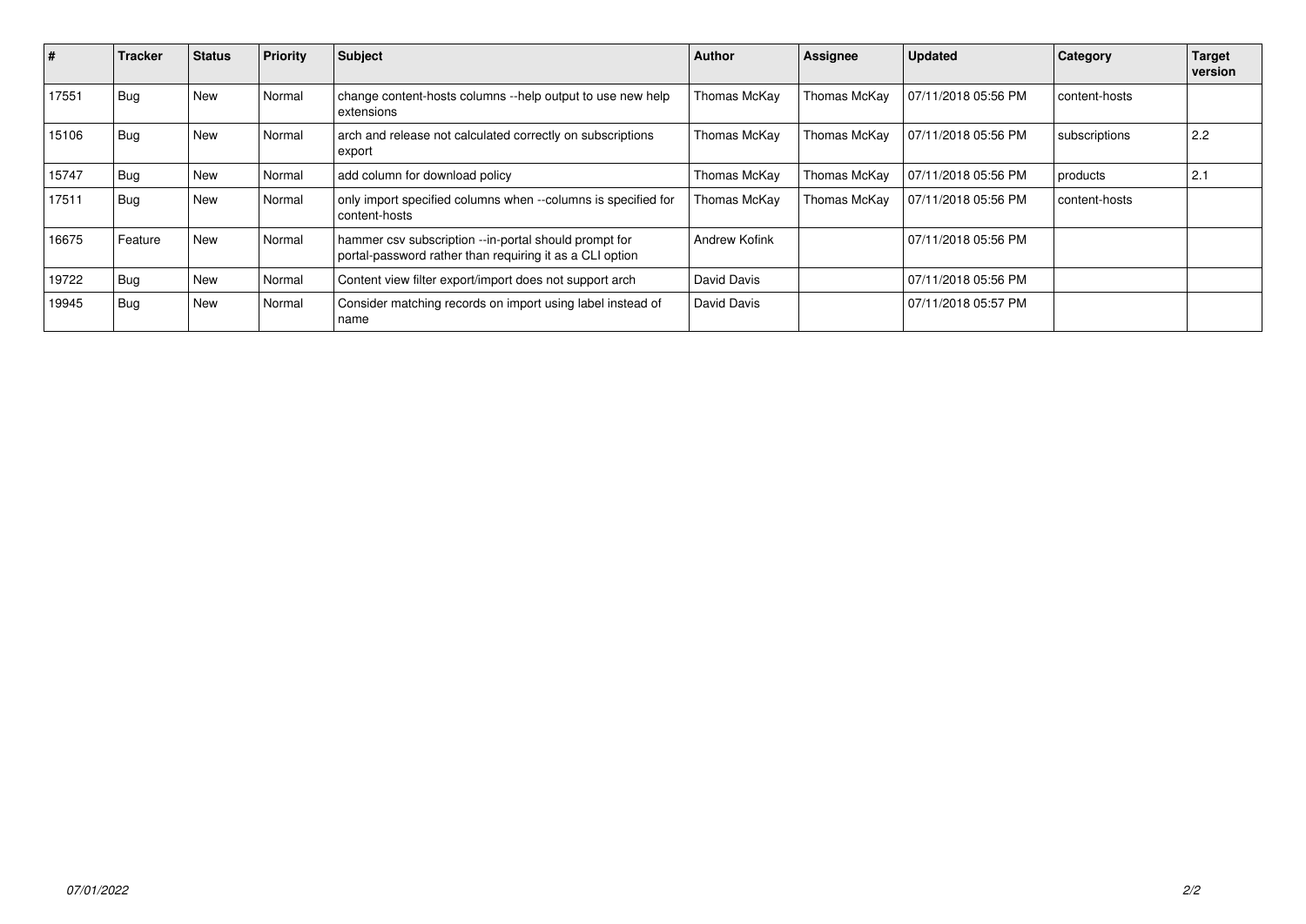| # | Tracker | Status | Priority | Subject | Author | Assignee | Updated | Category | Target version |
|---|---|---|---|---|---|---|---|---|---|
| 17551 | Bug | New | Normal | change content-hosts columns --help output to use new help extensions | Thomas McKay | Thomas McKay | 07/11/2018 05:56 PM | content-hosts | |
| 15106 | Bug | New | Normal | arch and release not calculated correctly on subscriptions export | Thomas McKay | Thomas McKay | 07/11/2018 05:56 PM | subscriptions | 2.2 |
| 15747 | Bug | New | Normal | add column for download policy | Thomas McKay | Thomas McKay | 07/11/2018 05:56 PM | products | 2.1 |
| 17511 | Bug | New | Normal | only import specified columns when --columns is specified for content-hosts | Thomas McKay | Thomas McKay | 07/11/2018 05:56 PM | content-hosts | |
| 16675 | Feature | New | Normal | hammer csv subscription --in-portal should prompt for portal-password rather than requiring it as a CLI option | Andrew Kofink | | 07/11/2018 05:56 PM | | |
| 19722 | Bug | New | Normal | Content view filter export/import does not support arch | David Davis | | 07/11/2018 05:56 PM | | |
| 19945 | Bug | New | Normal | Consider matching records on import using label instead of name | David Davis | | 07/11/2018 05:57 PM | | |